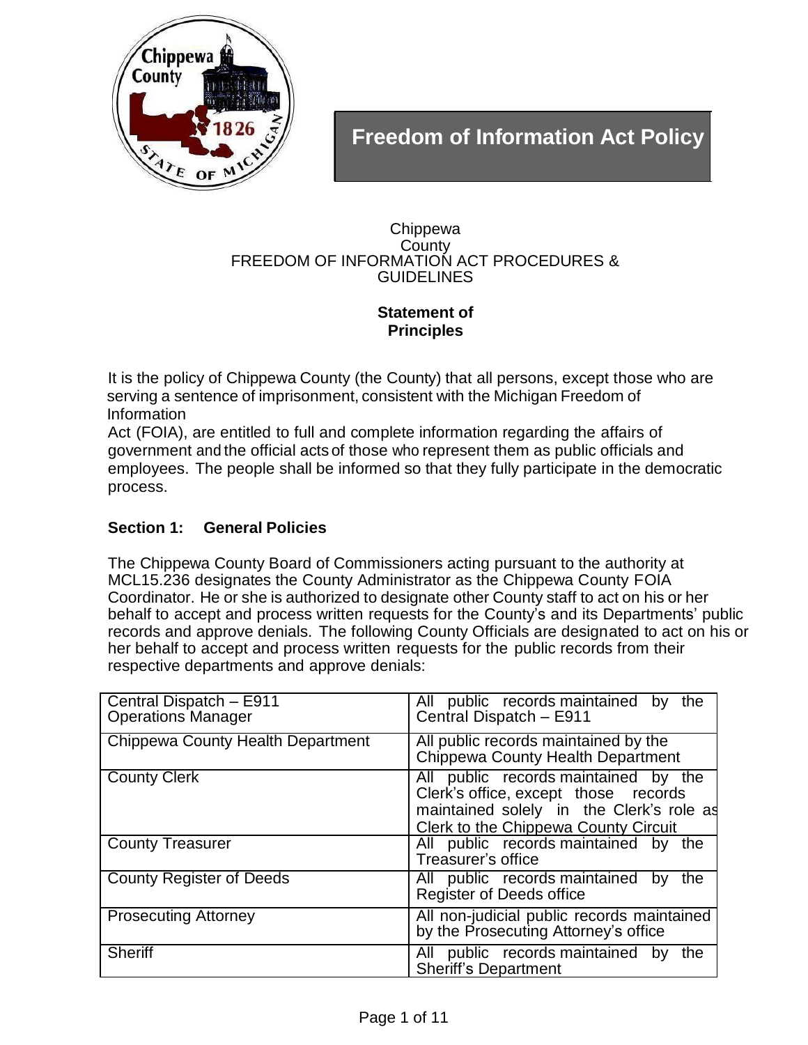# Freedom of Information Act Policy

Chippewa County
FREEDOM OF INFORMATION ACT PROCEDURES & GUIDELINES

**Statement of Principles**

It is the policy of Chippewa County (the County) that all persons, except those who are serving a sentence of imprisonment, consistent with the Michigan Freedom of Information Act (FOIA), are entitled to full and complete information regarding the affairs of government and the official acts of those who represent them as public officials and employees. The people shall be informed so that they fully participate in the democratic process.

**Section 1: General Policies**

The Chippewa County Board of Commissioners acting pursuant to the authority at MCL15.236 designates the County Administrator as the Chippewa County FOIA Coordinator. He or she is authorized to designate other County staff to act on his or her behalf to accept and process written requests for the County's and its Departments' public records and approve denials. The following County Officials are designated to act on his or her behalf to accept and process written requests for the public records from their respective departments and approve denials:

| Official | Records |
|---|---|
| Central Dispatch – E911 Operations Manager | All public records maintained by the Central Dispatch – E911 |
| Chippewa County Health Department | All public records maintained by the Chippewa County Health Department |
| County Clerk | All public records maintained by the Clerk's office, except those records maintained solely in the Clerk's role as Clerk to the Chippewa County Circuit |
| County Treasurer | All public records maintained by the Treasurer's office |
| County Register of Deeds | All public records maintained by the Register of Deeds office |
| Prosecuting Attorney | All non-judicial public records maintained by the Prosecuting Attorney's office |
| Sheriff | All public records maintained by the Sheriff's Department |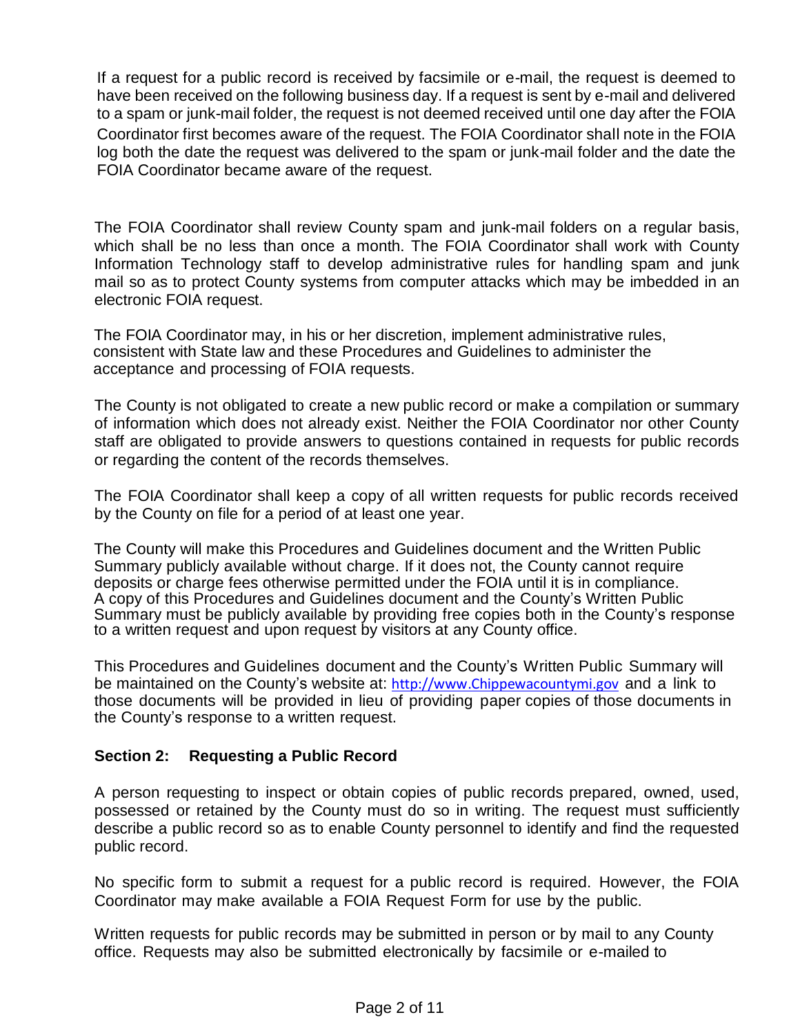If a request for a public record is received by facsimile or e-mail, the request is deemed to have been received on the following business day. If a request is sent by e-mail and delivered to a spam or junk-mail folder, the request is not deemed received until one day after the FOIA Coordinator first becomes aware of the request. The FOIA Coordinator shall note in the FOIA log both the date the request was delivered to the spam or junk-mail folder and the date the FOIA Coordinator became aware of the request.

The FOIA Coordinator shall review County spam and junk-mail folders on a regular basis, which shall be no less than once a month. The FOIA Coordinator shall work with County Information Technology staff to develop administrative rules for handling spam and junk mail so as to protect County systems from computer attacks which may be imbedded in an electronic FOIA request.

The FOIA Coordinator may, in his or her discretion, implement administrative rules, consistent with State law and these Procedures and Guidelines to administer the acceptance and processing of FOIA requests.

The County is not obligated to create a new public record or make a compilation or summary of information which does not already exist. Neither the FOIA Coordinator nor other County staff are obligated to provide answers to questions contained in requests for public records or regarding the content of the records themselves.

The FOIA Coordinator shall keep a copy of all written requests for public records received by the County on file for a period of at least one year.

The County will make this Procedures and Guidelines document and the Written Public Summary publicly available without charge. If it does not, the County cannot require deposits or charge fees otherwise permitted under the FOIA until it is in compliance. A copy of this Procedures and Guidelines document and the County's Written Public Summary must be publicly available by providing free copies both in the County's response to a written request and upon request by visitors at any County office.

This Procedures and Guidelines document and the County's Written Public Summary will be maintained on the County's website at: http://www.Chippewacountymi.gov and a link to those documents will be provided in lieu of providing paper copies of those documents in the County's response to a written request.

## Section 2: Requesting a Public Record

A person requesting to inspect or obtain copies of public records prepared, owned, used, possessed or retained by the County must do so in writing. The request must sufficiently describe a public record so as to enable County personnel to identify and find the requested public record.

No specific form to submit a request for a public record is required. However, the FOIA Coordinator may make available a FOIA Request Form for use by the public.

Written requests for public records may be submitted in person or by mail to any County office. Requests may also be submitted electronically by facsimile or e-mailed to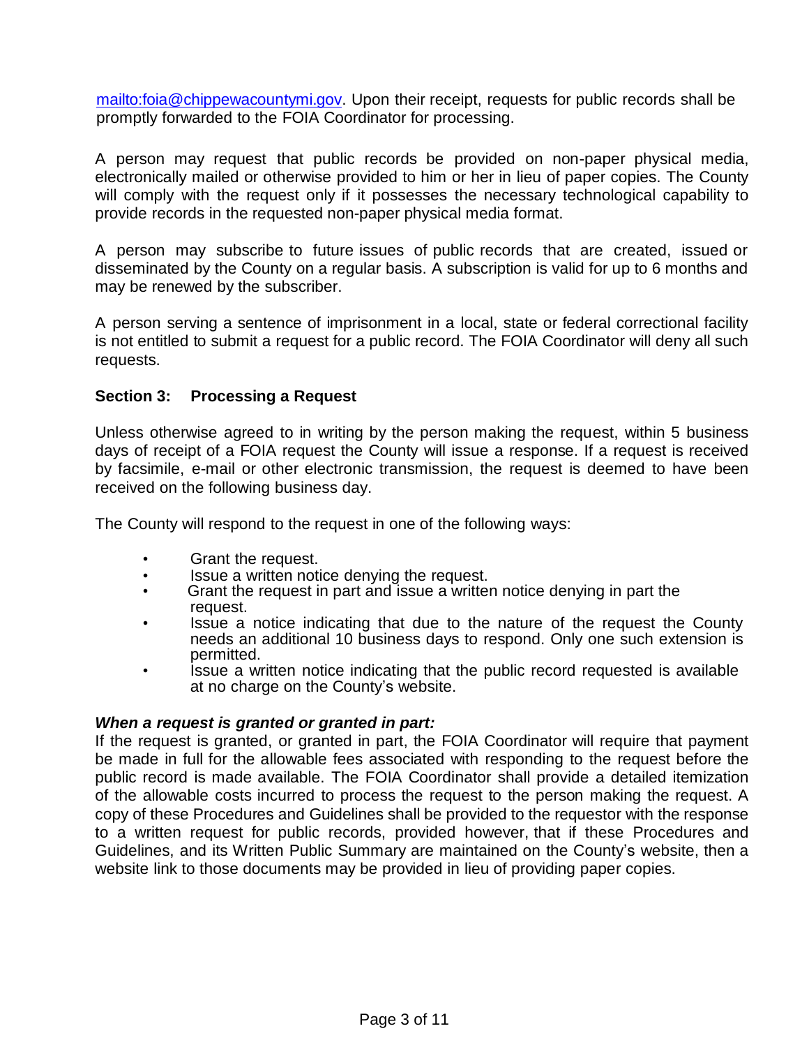mailto:foia@chippewacountymi.gov. Upon their receipt, requests for public records shall be promptly forwarded to the FOIA Coordinator for processing.

A person may request that public records be provided on non-paper physical media, electronically mailed or otherwise provided to him or her in lieu of paper copies. The County will comply with the request only if it possesses the necessary technological capability to provide records in the requested non-paper physical media format.

A person may subscribe to future issues of public records that are created, issued or disseminated by the County on a regular basis. A subscription is valid for up to 6 months and may be renewed by the subscriber.

A person serving a sentence of imprisonment in a local, state or federal correctional facility is not entitled to submit a request for a public record. The FOIA Coordinator will deny all such requests.

### Section 3: Processing a Request

Unless otherwise agreed to in writing by the person making the request, within 5 business days of receipt of a FOIA request the County will issue a response. If a request is received by facsimile, e-mail or other electronic transmission, the request is deemed to have been received on the following business day.

The County will respond to the request in one of the following ways:

- Grant the request.
- Issue a written notice denying the request.
- Grant the request in part and issue a written notice denying in part the request.
- Issue a notice indicating that due to the nature of the request the County needs an additional 10 business days to respond. Only one such extension is permitted.
- Issue a written notice indicating that the public record requested is available at no charge on the County's website.

***When a request is granted or granted in part:***

If the request is granted, or granted in part, the FOIA Coordinator will require that payment be made in full for the allowable fees associated with responding to the request before the public record is made available. The FOIA Coordinator shall provide a detailed itemization of the allowable costs incurred to process the request to the person making the request. A copy of these Procedures and Guidelines shall be provided to the requestor with the response to a written request for public records, provided however, that if these Procedures and Guidelines, and its Written Public Summary are maintained on the County's website, then a website link to those documents may be provided in lieu of providing paper copies.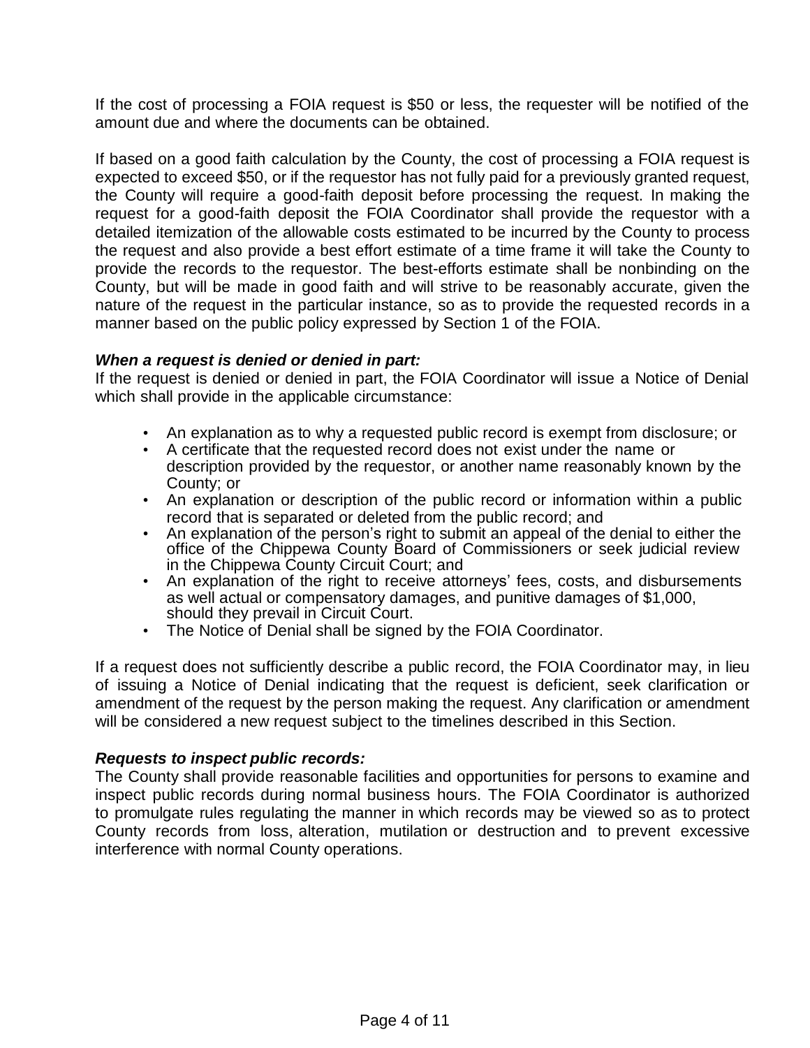If the cost of processing a FOIA request is $50 or less, the requester will be notified of the amount due and where the documents can be obtained.

If based on a good faith calculation by the County, the cost of processing a FOIA request is expected to exceed $50, or if the requestor has not fully paid for a previously granted request, the County will require a good-faith deposit before processing the request. In making the request for a good-faith deposit the FOIA Coordinator shall provide the requestor with a detailed itemization of the allowable costs estimated to be incurred by the County to process the request and also provide a best effort estimate of a time frame it will take the County to provide the records to the requestor. The best-efforts estimate shall be nonbinding on the County, but will be made in good faith and will strive to be reasonably accurate, given the nature of the request in the particular instance, so as to provide the requested records in a manner based on the public policy expressed by Section 1 of the FOIA.

***When a request is denied or denied in part:***
If the request is denied or denied in part, the FOIA Coordinator will issue a Notice of Denial which shall provide in the applicable circumstance:

- An explanation as to why a requested public record is exempt from disclosure; or
- A certificate that the requested record does not exist under the name or description provided by the requestor, or another name reasonably known by the County; or
- An explanation or description of the public record or information within a public record that is separated or deleted from the public record; and
- An explanation of the person's right to submit an appeal of the denial to either the office of the Chippewa County Board of Commissioners or seek judicial review in the Chippewa County Circuit Court; and
- An explanation of the right to receive attorneys' fees, costs, and disbursements as well actual or compensatory damages, and punitive damages of $1,000, should they prevail in Circuit Court.
- The Notice of Denial shall be signed by the FOIA Coordinator.

If a request does not sufficiently describe a public record, the FOIA Coordinator may, in lieu of issuing a Notice of Denial indicating that the request is deficient, seek clarification or amendment of the request by the person making the request. Any clarification or amendment will be considered a new request subject to the timelines described in this Section.

***Requests to inspect public records:***
The County shall provide reasonable facilities and opportunities for persons to examine and inspect public records during normal business hours. The FOIA Coordinator is authorized to promulgate rules regulating the manner in which records may be viewed so as to protect County records from loss, alteration, mutilation or destruction and to prevent excessive interference with normal County operations.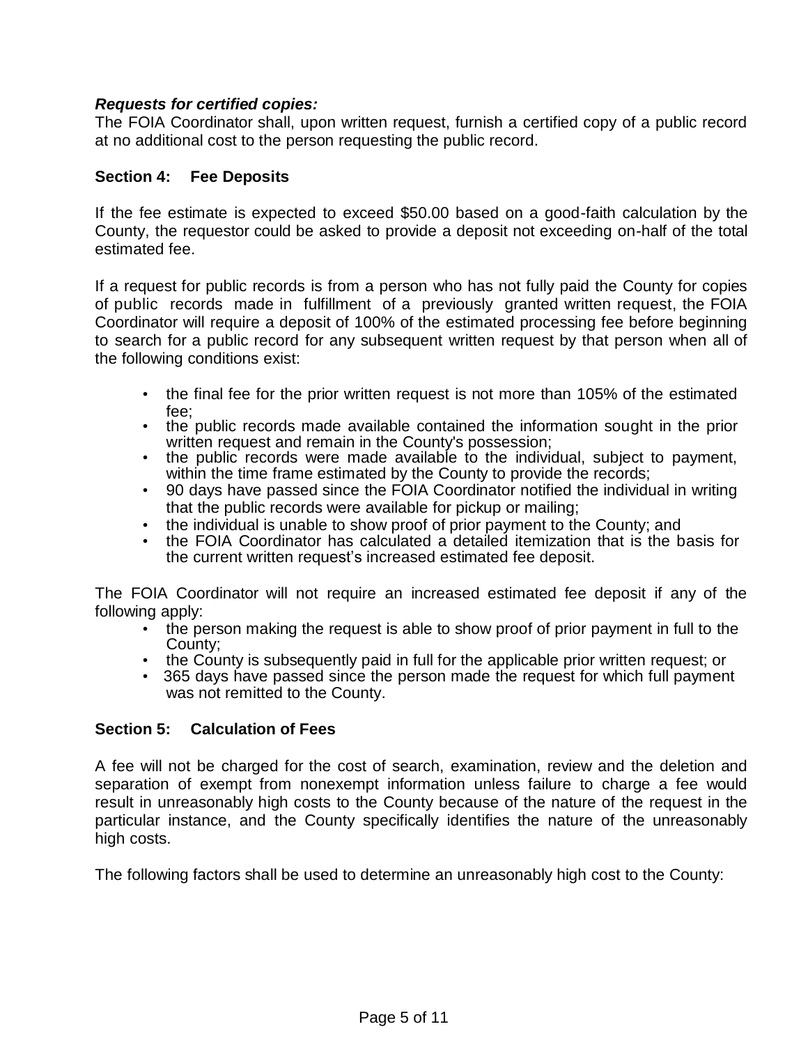***Requests for certified copies:***
The FOIA Coordinator shall, upon written request, furnish a certified copy of a public record at no additional cost to the person requesting the public record.

## Section 4: Fee Deposits

If the fee estimate is expected to exceed $50.00 based on a good-faith calculation by the County, the requestor could be asked to provide a deposit not exceeding on-half of the total estimated fee.

If a request for public records is from a person who has not fully paid the County for copies of public records made in fulfillment of a previously granted written request, the FOIA Coordinator will require a deposit of 100% of the estimated processing fee before beginning to search for a public record for any subsequent written request by that person when all of the following conditions exist:

- the final fee for the prior written request is not more than 105% of the estimated fee;
- the public records made available contained the information sought in the prior written request and remain in the County's possession;
- the public records were made available to the individual, subject to payment, within the time frame estimated by the County to provide the records;
- 90 days have passed since the FOIA Coordinator notified the individual in writing that the public records were available for pickup or mailing;
- the individual is unable to show proof of prior payment to the County; and
- the FOIA Coordinator has calculated a detailed itemization that is the basis for the current written request's increased estimated fee deposit.

The FOIA Coordinator will not require an increased estimated fee deposit if any of the following apply:

- the person making the request is able to show proof of prior payment in full to the County;
- the County is subsequently paid in full for the applicable prior written request; or
- 365 days have passed since the person made the request for which full payment was not remitted to the County.

## Section 5: Calculation of Fees

A fee will not be charged for the cost of search, examination, review and the deletion and separation of exempt from nonexempt information unless failure to charge a fee would result in unreasonably high costs to the County because of the nature of the request in the particular instance, and the County specifically identifies the nature of the unreasonably high costs.

The following factors shall be used to determine an unreasonably high cost to the County: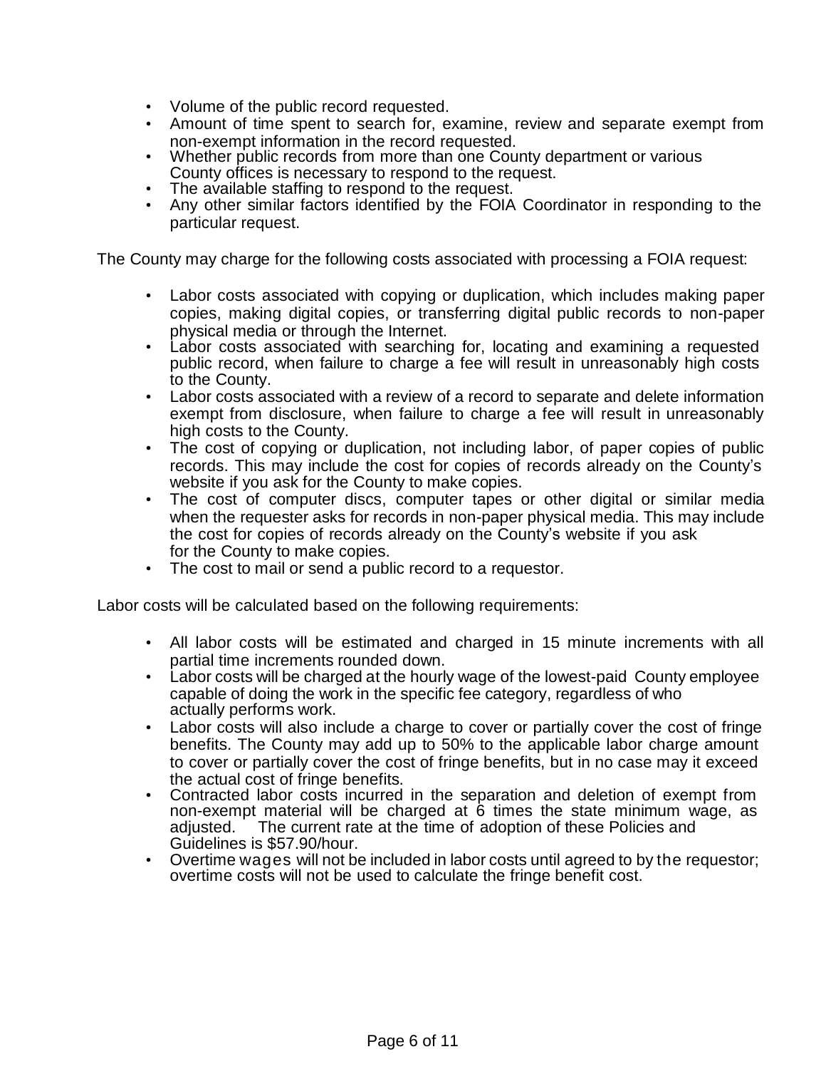- Volume of the public record requested.
- Amount of time spent to search for, examine, review and separate exempt from non-exempt information in the record requested.
- Whether public records from more than one County department or various County offices is necessary to respond to the request.
- The available staffing to respond to the request.
- Any other similar factors identified by the FOIA Coordinator in responding to the particular request.

The County may charge for the following costs associated with processing a FOIA request:

- Labor costs associated with copying or duplication, which includes making paper copies, making digital copies, or transferring digital public records to non-paper physical media or through the Internet.
- Labor costs associated with searching for, locating and examining a requested public record, when failure to charge a fee will result in unreasonably high costs to the County.
- Labor costs associated with a review of a record to separate and delete information exempt from disclosure, when failure to charge a fee will result in unreasonably high costs to the County.
- The cost of copying or duplication, not including labor, of paper copies of public records. This may include the cost for copies of records already on the County's website if you ask for the County to make copies.
- The cost of computer discs, computer tapes or other digital or similar media when the requester asks for records in non-paper physical media. This may include the cost for copies of records already on the County's website if you ask for the County to make copies.
- The cost to mail or send a public record to a requestor.

Labor costs will be calculated based on the following requirements:

- All labor costs will be estimated and charged in 15 minute increments with all partial time increments rounded down.
- Labor costs will be charged at the hourly wage of the lowest-paid County employee capable of doing the work in the specific fee category, regardless of who actually performs work.
- Labor costs will also include a charge to cover or partially cover the cost of fringe benefits. The County may add up to 50% to the applicable labor charge amount to cover or partially cover the cost of fringe benefits, but in no case may it exceed the actual cost of fringe benefits.
- Contracted labor costs incurred in the separation and deletion of exempt from non-exempt material will be charged at 6 times the state minimum wage, as adjusted. The current rate at the time of adoption of these Policies and Guidelines is $57.90/hour.
- Overtime wages will not be included in labor costs until agreed to by the requestor; overtime costs will not be used to calculate the fringe benefit cost.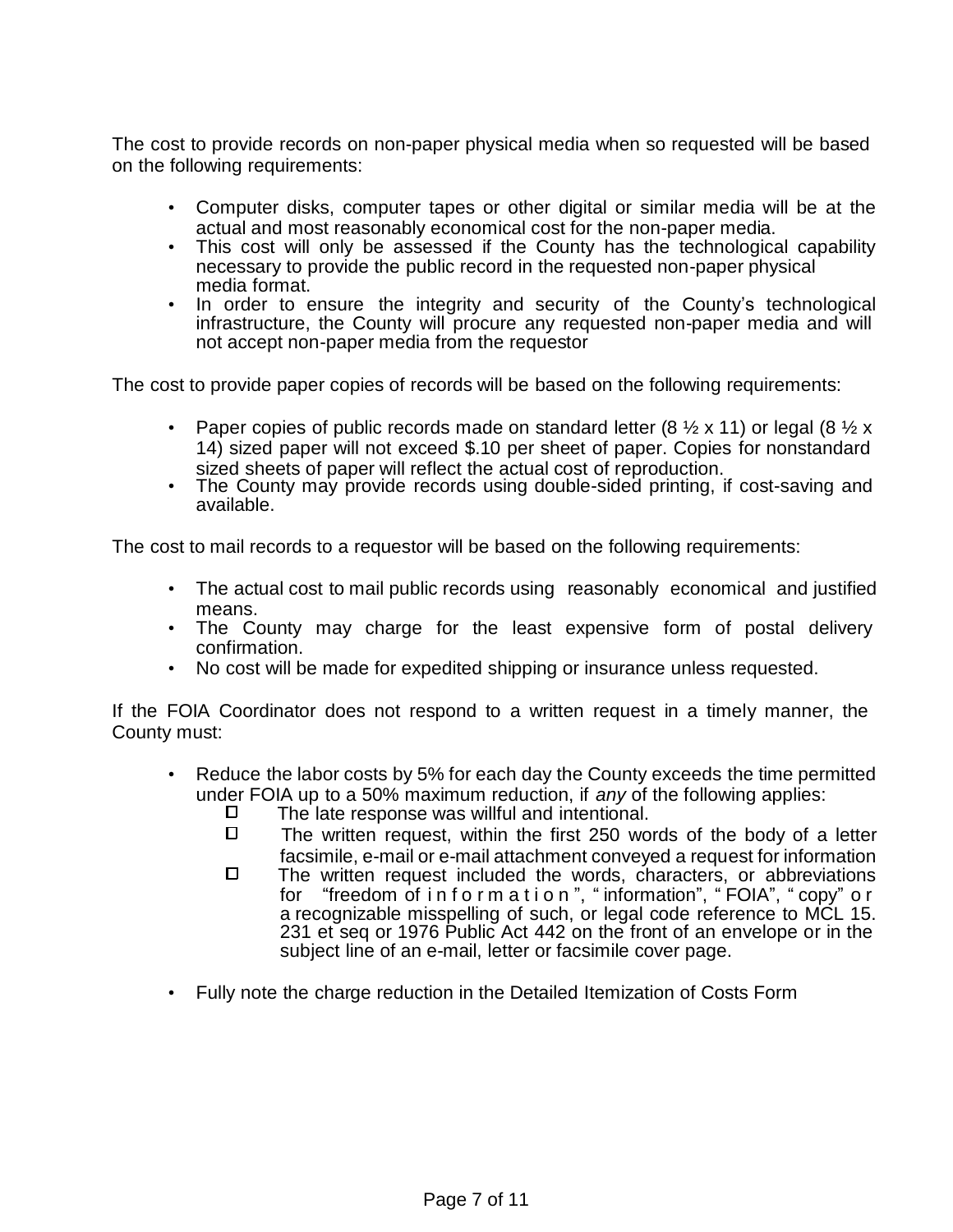The cost to provide records on non-paper physical media when so requested will be based on the following requirements:

- Computer disks, computer tapes or other digital or similar media will be at the actual and most reasonably economical cost for the non-paper media.
- This cost will only be assessed if the County has the technological capability necessary to provide the public record in the requested non-paper physical media format.
- In order to ensure the integrity and security of the County's technological infrastructure, the County will procure any requested non-paper media and will not accept non-paper media from the requestor

The cost to provide paper copies of records will be based on the following requirements:

- Paper copies of public records made on standard letter (8 ½ x 11) or legal (8 ½ x 14) sized paper will not exceed $.10 per sheet of paper. Copies for nonstandard sized sheets of paper will reflect the actual cost of reproduction.
- The County may provide records using double-sided printing, if cost-saving and available.

The cost to mail records to a requestor will be based on the following requirements:

- The actual cost to mail public records using reasonably economical and justified means.
- The County may charge for the least expensive form of postal delivery confirmation.
- No cost will be made for expedited shipping or insurance unless requested.

If the FOIA Coordinator does not respond to a written request in a timely manner, the County must:

- Reduce the labor costs by 5% for each day the County exceeds the time permitted under FOIA up to a 50% maximum reduction, if *any* of the following applies:
  - ☐ The late response was willful and intentional.
  - ☐ The written request, within the first 250 words of the body of a letter facsimile, e-mail or e-mail attachment conveyed a request for information
  - ☐ The written request included the words, characters, or abbreviations for "freedom of information", "information", "FOIA", "copy" or a recognizable misspelling of such, or legal code reference to MCL 15. 231 et seq or 1976 Public Act 442 on the front of an envelope or in the subject line of an e-mail, letter or facsimile cover page.
- Fully note the charge reduction in the Detailed Itemization of Costs Form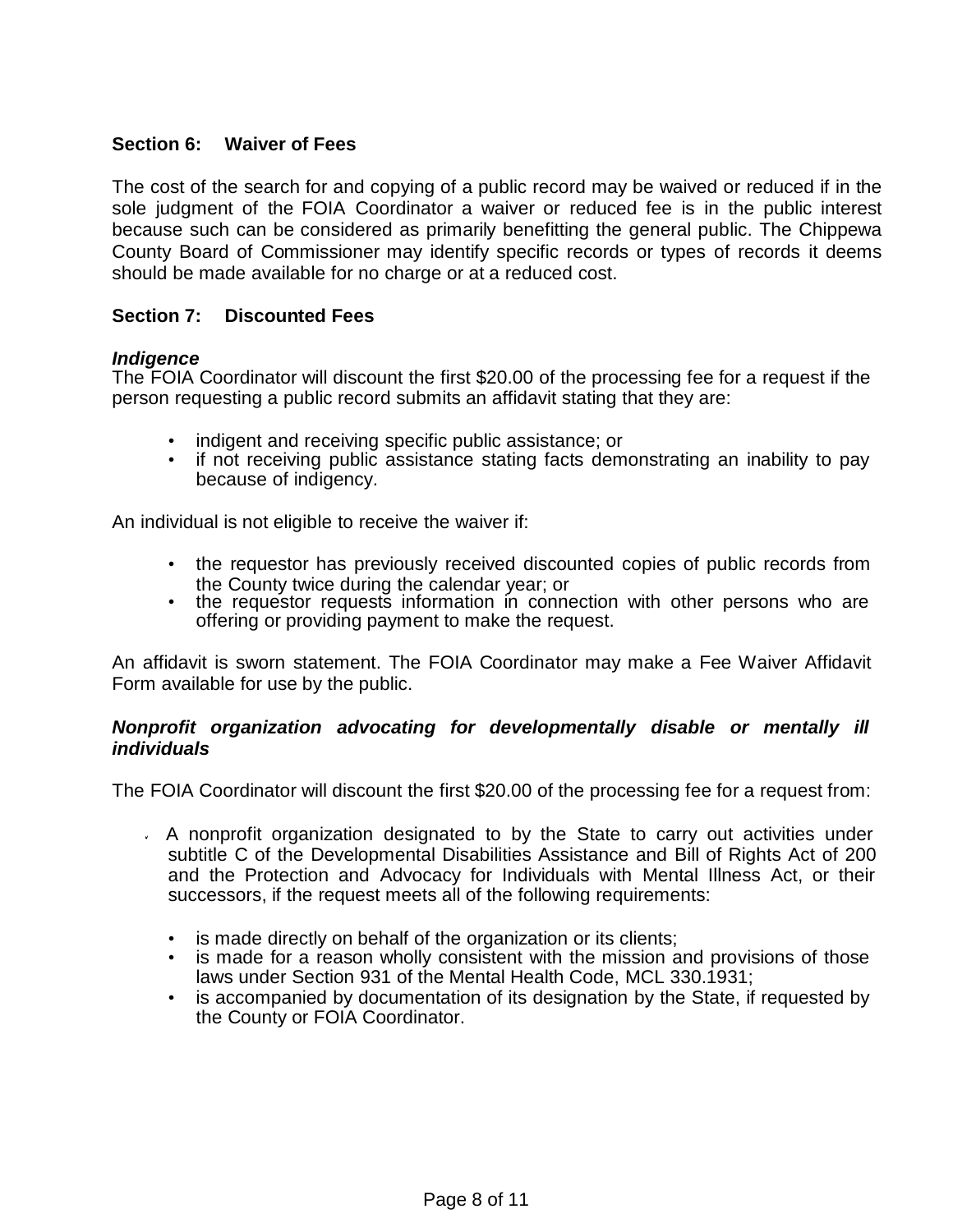## Section 6: Waiver of Fees

The cost of the search for and copying of a public record may be waived or reduced if in the sole judgment of the FOIA Coordinator a waiver or reduced fee is in the public interest because such can be considered as primarily benefitting the general public. The Chippewa County Board of Commissioner may identify specific records or types of records it deems should be made available for no charge or at a reduced cost.

## Section 7: Discounted Fees

***Indigence***

The FOIA Coordinator will discount the first $20.00 of the processing fee for a request if the person requesting a public record submits an affidavit stating that they are:

- indigent and receiving specific public assistance; or
- if not receiving public assistance stating facts demonstrating an inability to pay because of indigency.

An individual is not eligible to receive the waiver if:

- the requestor has previously received discounted copies of public records from the County twice during the calendar year; or
- the requestor requests information in connection with other persons who are offering or providing payment to make the request.

An affidavit is sworn statement. The FOIA Coordinator may make a Fee Waiver Affidavit Form available for use by the public.

***Nonprofit organization advocating for developmentally disable or mentally ill individuals***

The FOIA Coordinator will discount the first $20.00 of the processing fee for a request from:

- A nonprofit organization designated to by the State to carry out activities under subtitle C of the Developmental Disabilities Assistance and Bill of Rights Act of 200 and the Protection and Advocacy for Individuals with Mental Illness Act, or their successors, if the request meets all of the following requirements:
  - is made directly on behalf of the organization or its clients;
  - is made for a reason wholly consistent with the mission and provisions of those laws under Section 931 of the Mental Health Code, MCL 330.1931;
  - is accompanied by documentation of its designation by the State, if requested by the County or FOIA Coordinator.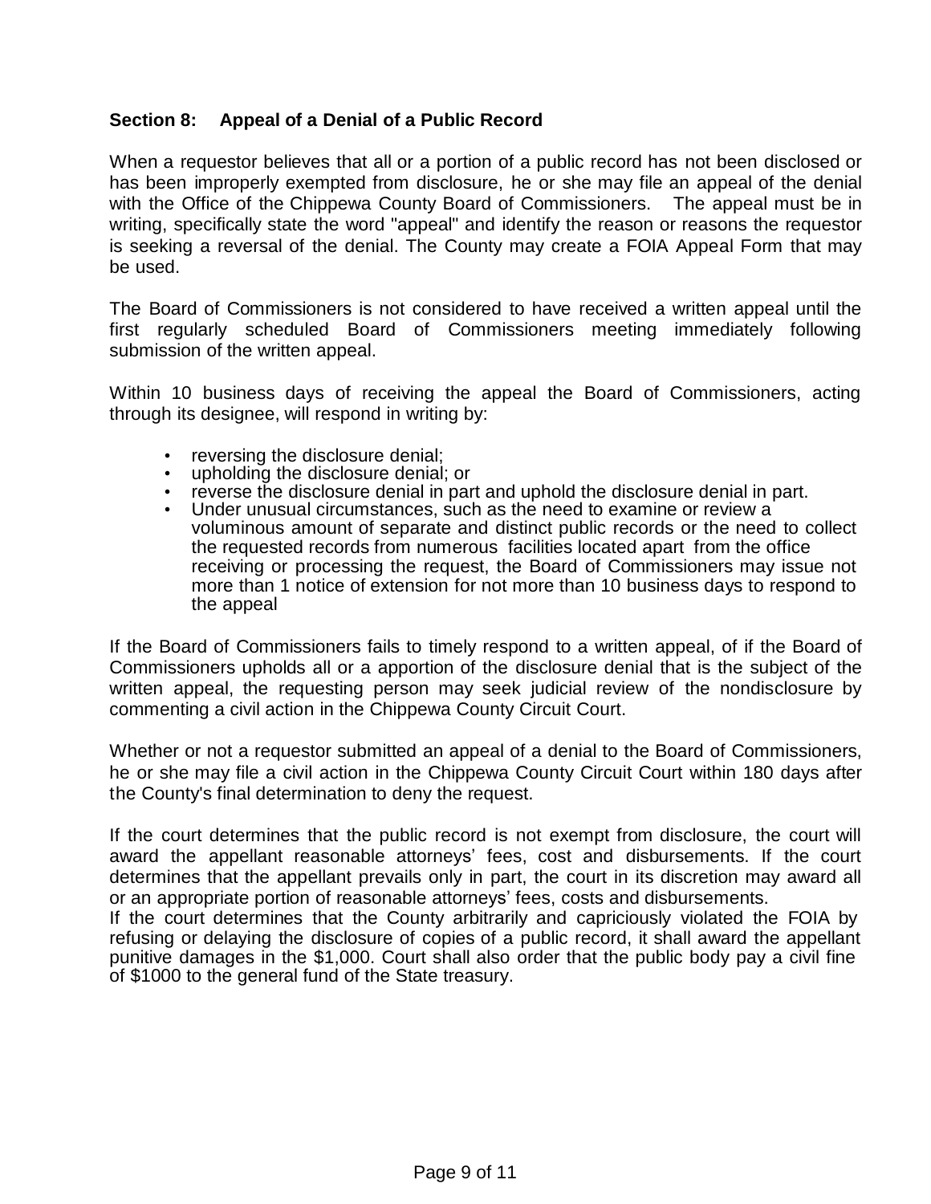## Section 8: Appeal of a Denial of a Public Record

When a requestor believes that all or a portion of a public record has not been disclosed or has been improperly exempted from disclosure, he or she may file an appeal of the denial with the Office of the Chippewa County Board of Commissioners. The appeal must be in writing, specifically state the word "appeal" and identify the reason or reasons the requestor is seeking a reversal of the denial. The County may create a FOIA Appeal Form that may be used.

The Board of Commissioners is not considered to have received a written appeal until the first regularly scheduled Board of Commissioners meeting immediately following submission of the written appeal.

Within 10 business days of receiving the appeal the Board of Commissioners, acting through its designee, will respond in writing by:

- reversing the disclosure denial;
- upholding the disclosure denial; or
- reverse the disclosure denial in part and uphold the disclosure denial in part.
- Under unusual circumstances, such as the need to examine or review a voluminous amount of separate and distinct public records or the need to collect the requested records from numerous facilities located apart from the office receiving or processing the request, the Board of Commissioners may issue not more than 1 notice of extension for not more than 10 business days to respond to the appeal

If the Board of Commissioners fails to timely respond to a written appeal, of if the Board of Commissioners upholds all or a apportion of the disclosure denial that is the subject of the written appeal, the requesting person may seek judicial review of the nondisclosure by commenting a civil action in the Chippewa County Circuit Court.

Whether or not a requestor submitted an appeal of a denial to the Board of Commissioners, he or she may file a civil action in the Chippewa County Circuit Court within 180 days after the County's final determination to deny the request.

If the court determines that the public record is not exempt from disclosure, the court will award the appellant reasonable attorneys' fees, cost and disbursements. If the court determines that the appellant prevails only in part, the court in its discretion may award all or an appropriate portion of reasonable attorneys' fees, costs and disbursements.
If the court determines that the County arbitrarily and capriciously violated the FOIA by refusing or delaying the disclosure of copies of a public record, it shall award the appellant punitive damages in the $1,000. Court shall also order that the public body pay a civil fine of $1000 to the general fund of the State treasury.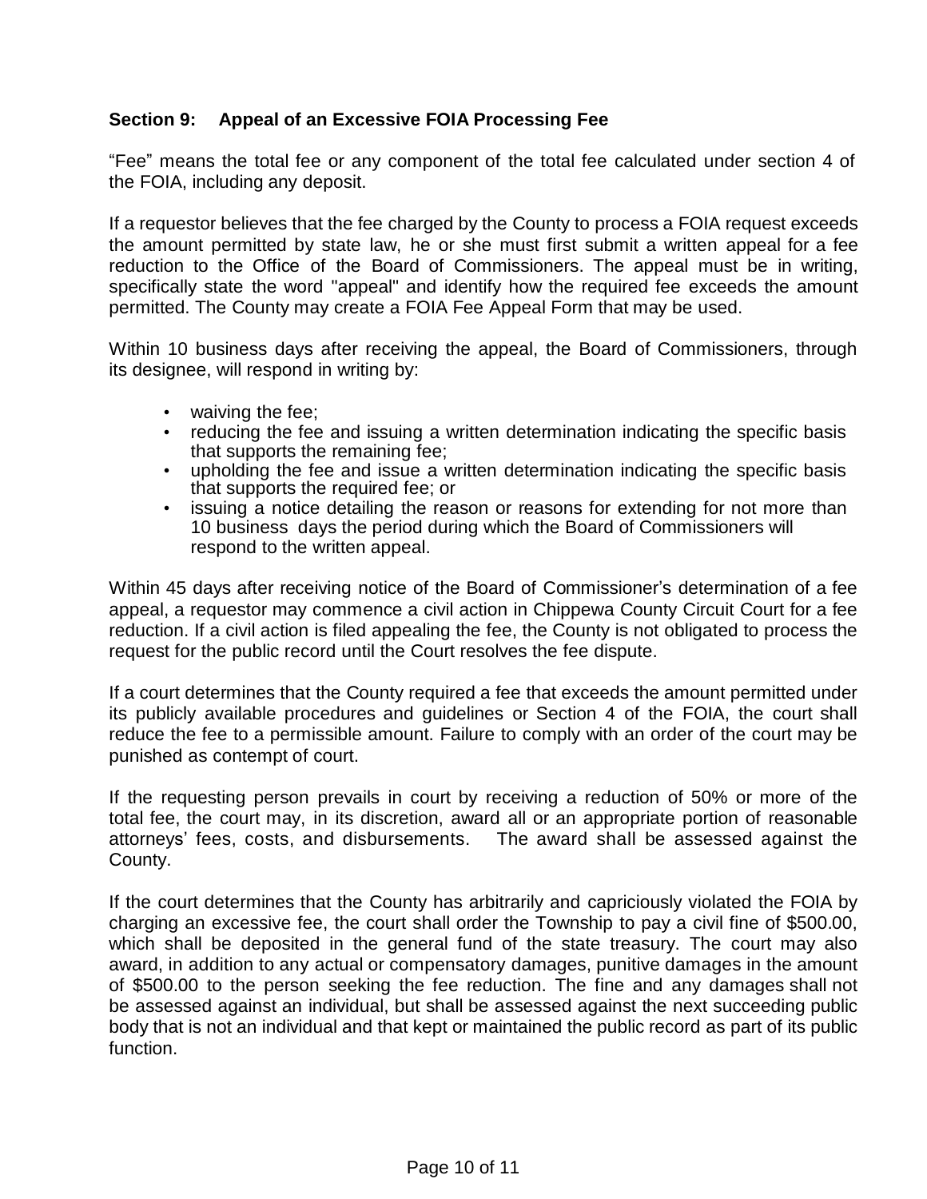## Section 9: Appeal of an Excessive FOIA Processing Fee

"Fee" means the total fee or any component of the total fee calculated under section 4 of the FOIA, including any deposit.

If a requestor believes that the fee charged by the County to process a FOIA request exceeds the amount permitted by state law, he or she must first submit a written appeal for a fee reduction to the Office of the Board of Commissioners. The appeal must be in writing, specifically state the word "appeal" and identify how the required fee exceeds the amount permitted. The County may create a FOIA Fee Appeal Form that may be used.

Within 10 business days after receiving the appeal, the Board of Commissioners, through its designee, will respond in writing by:

- waiving the fee;
- reducing the fee and issuing a written determination indicating the specific basis that supports the remaining fee;
- upholding the fee and issue a written determination indicating the specific basis that supports the required fee; or
- issuing a notice detailing the reason or reasons for extending for not more than 10 business days the period during which the Board of Commissioners will respond to the written appeal.

Within 45 days after receiving notice of the Board of Commissioner's determination of a fee appeal, a requestor may commence a civil action in Chippewa County Circuit Court for a fee reduction. If a civil action is filed appealing the fee, the County is not obligated to process the request for the public record until the Court resolves the fee dispute.

If a court determines that the County required a fee that exceeds the amount permitted under its publicly available procedures and guidelines or Section 4 of the FOIA, the court shall reduce the fee to a permissible amount. Failure to comply with an order of the court may be punished as contempt of court.

If the requesting person prevails in court by receiving a reduction of 50% or more of the total fee, the court may, in its discretion, award all or an appropriate portion of reasonable attorneys' fees, costs, and disbursements. The award shall be assessed against the County.

If the court determines that the County has arbitrarily and capriciously violated the FOIA by charging an excessive fee, the court shall order the Township to pay a civil fine of $500.00, which shall be deposited in the general fund of the state treasury. The court may also award, in addition to any actual or compensatory damages, punitive damages in the amount of $500.00 to the person seeking the fee reduction. The fine and any damages shall not be assessed against an individual, but shall be assessed against the next succeeding public body that is not an individual and that kept or maintained the public record as part of its public function.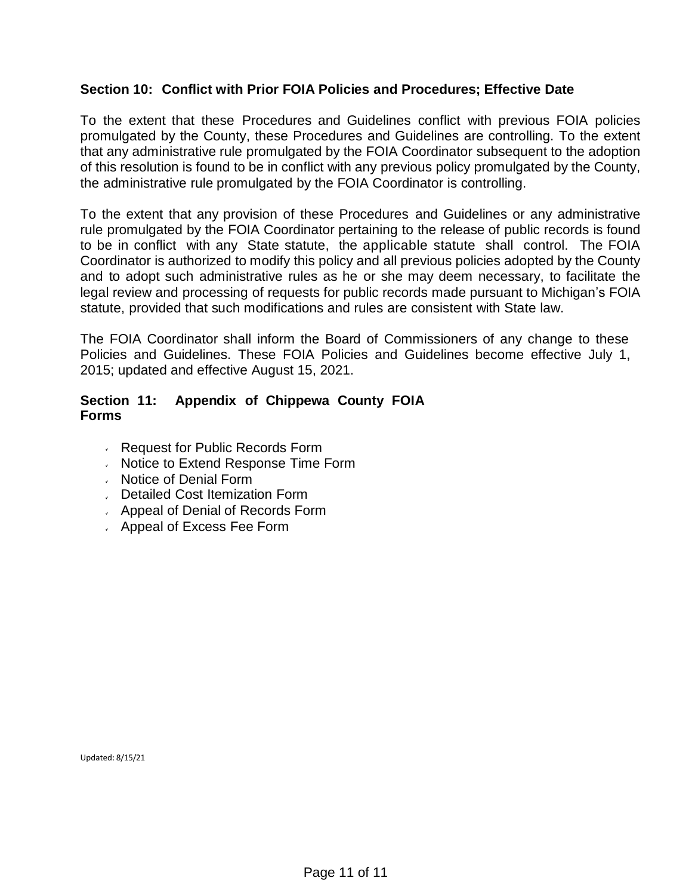### Section 10: Conflict with Prior FOIA Policies and Procedures; Effective Date

To the extent that these Procedures and Guidelines conflict with previous FOIA policies promulgated by the County, these Procedures and Guidelines are controlling. To the extent that any administrative rule promulgated by the FOIA Coordinator subsequent to the adoption of this resolution is found to be in conflict with any previous policy promulgated by the County, the administrative rule promulgated by the FOIA Coordinator is controlling.

To the extent that any provision of these Procedures and Guidelines or any administrative rule promulgated by the FOIA Coordinator pertaining to the release of public records is found to be in conflict with any State statute, the applicable statute shall control. The FOIA Coordinator is authorized to modify this policy and all previous policies adopted by the County and to adopt such administrative rules as he or she may deem necessary, to facilitate the legal review and processing of requests for public records made pursuant to Michigan's FOIA statute, provided that such modifications and rules are consistent with State law.

The FOIA Coordinator shall inform the Board of Commissioners of any change to these Policies and Guidelines. These FOIA Policies and Guidelines become effective July 1, 2015; updated and effective August 15, 2021.

### Section 11: Appendix of Chippewa County FOIA Forms

- Request for Public Records Form
- Notice to Extend Response Time Form
- Notice of Denial Form
- Detailed Cost Itemization Form
- Appeal of Denial of Records Form
- Appeal of Excess Fee Form

Updated: 8/15/21